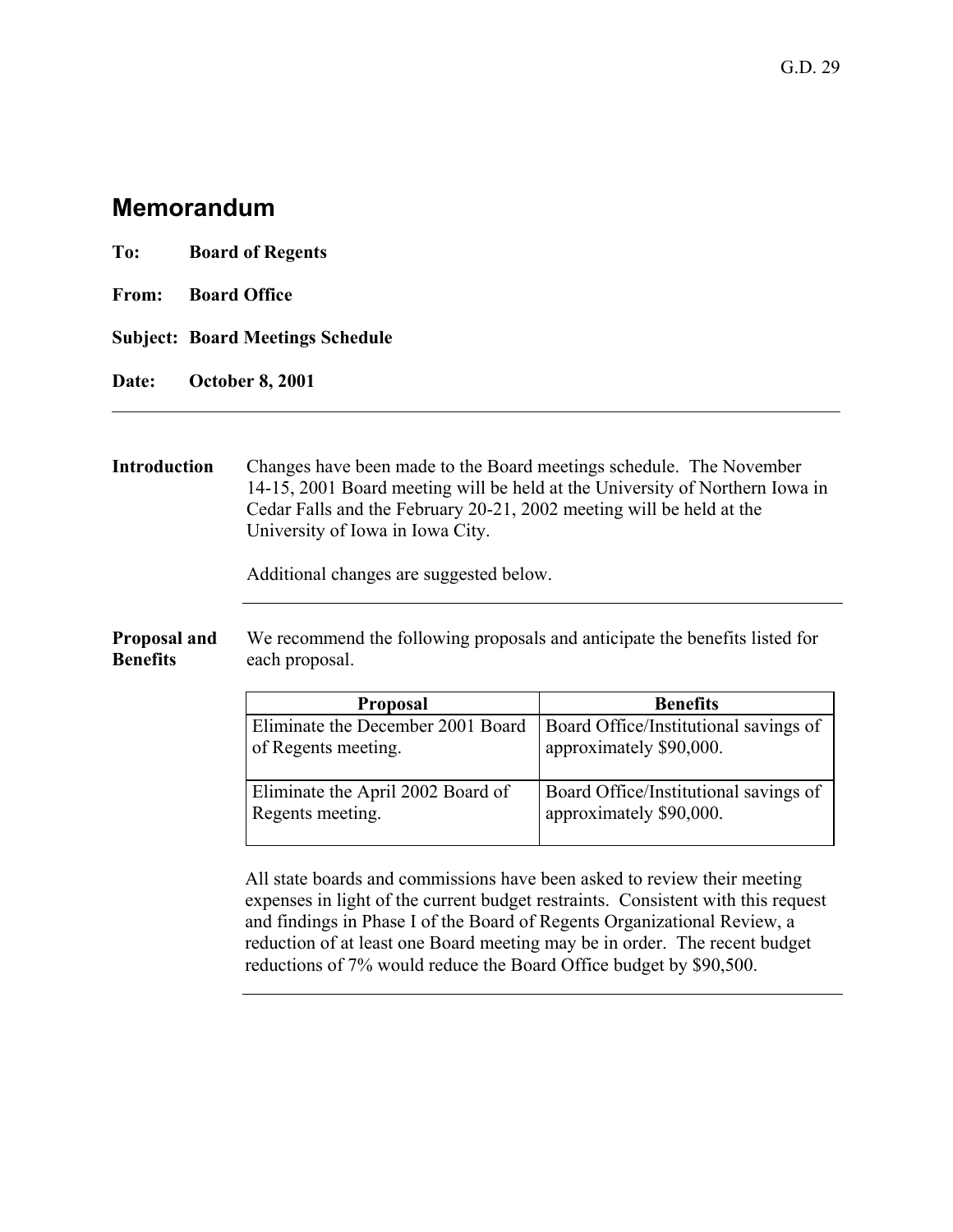G.D. 29

# Memorandum

**To:** **Board of Regents**

**From:** **Board Office**

**Subject:** **Board Meetings Schedule**

**Date:** **October 8, 2001**

---

**Introduction**

Changes have been made to the Board meetings schedule. The November 14-15, 2001 Board meeting will be held at the University of Northern Iowa in Cedar Falls and the February 20-21, 2002 meeting will be held at the University of Iowa in Iowa City.

Additional changes are suggested below.

---

**Proposal and Benefits**

We recommend the following proposals and anticipate the benefits listed for each proposal.

| Proposal | Benefits |
|---|---|
| Eliminate the December 2001 Board of Regents meeting. | Board Office/Institutional savings of approximately $90,000. |
| Eliminate the April 2002 Board of Regents meeting. | Board Office/Institutional savings of approximately $90,000. |

All state boards and commissions have been asked to review their meeting expenses in light of the current budget restraints. Consistent with this request and findings in Phase I of the Board of Regents Organizational Review, a reduction of at least one Board meeting may be in order. The recent budget reductions of 7% would reduce the Board Office budget by $90,500.

---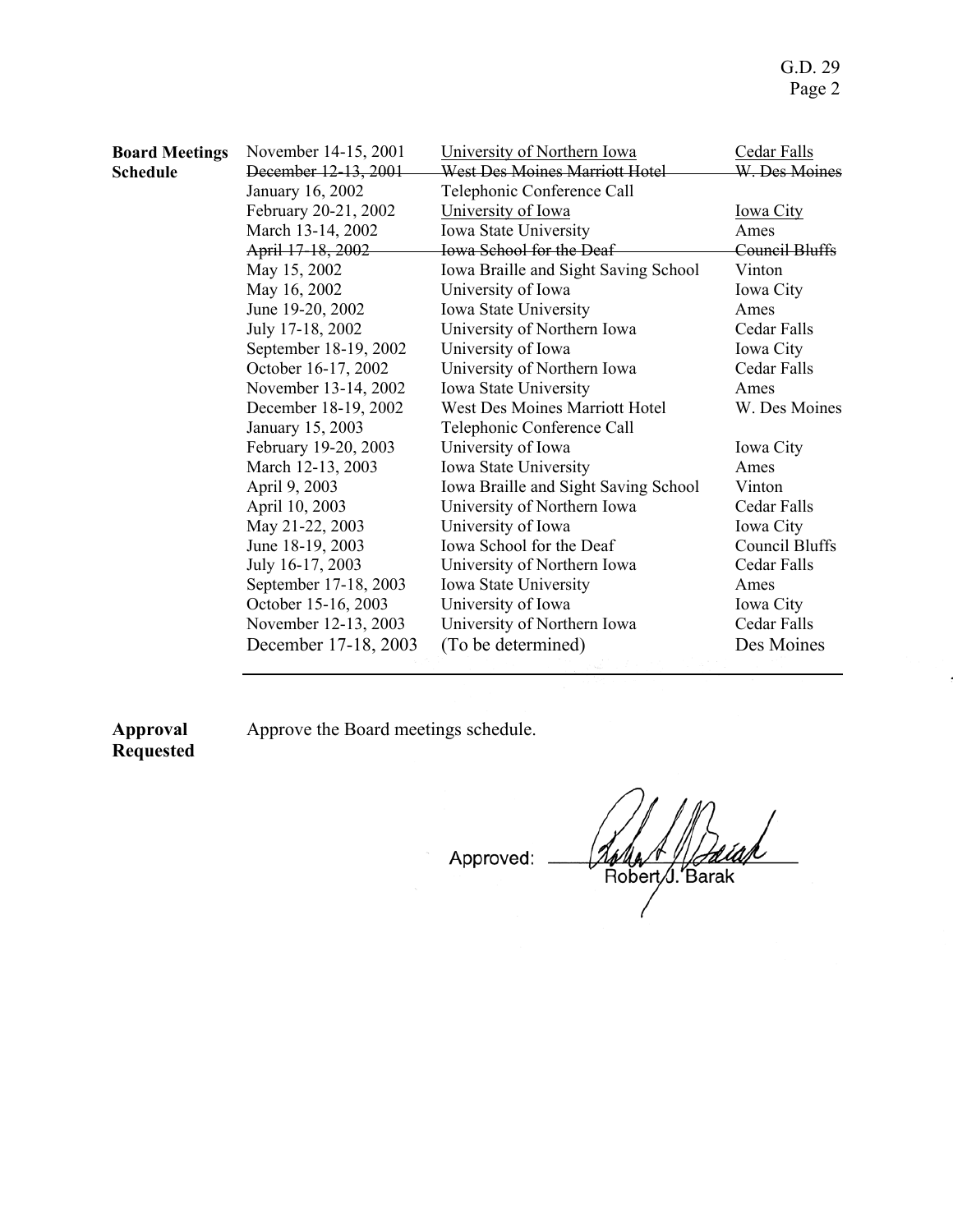**Board Meetings Schedule**

| | | |
|---|---|---|
| November 14-15, 2001 | University of Northern Iowa | Cedar Falls |
| ~~December 12-13, 2001~~ | ~~West Des Moines Marriott Hotel~~ | ~~W. Des Moines~~ |
| January 16, 2002 | Telephonic Conference Call | |
| February 20-21, 2002 | University of Iowa | Iowa City |
| March 13-14, 2002 | Iowa State University | Ames |
| ~~April 17-18, 2002~~ | ~~Iowa School for the Deaf~~ | ~~Council Bluffs~~ |
| May 15, 2002 | Iowa Braille and Sight Saving School | Vinton |
| May 16, 2002 | University of Iowa | Iowa City |
| June 19-20, 2002 | Iowa State University | Ames |
| July 17-18, 2002 | University of Northern Iowa | Cedar Falls |
| September 18-19, 2002 | University of Iowa | Iowa City |
| October 16-17, 2002 | University of Northern Iowa | Cedar Falls |
| November 13-14, 2002 | Iowa State University | Ames |
| December 18-19, 2002 | West Des Moines Marriott Hotel | W. Des Moines |
| January 15, 2003 | Telephonic Conference Call | |
| February 19-20, 2003 | University of Iowa | Iowa City |
| March 12-13, 2003 | Iowa State University | Ames |
| April 9, 2003 | Iowa Braille and Sight Saving School | Vinton |
| April 10, 2003 | University of Northern Iowa | Cedar Falls |
| May 21-22, 2003 | University of Iowa | Iowa City |
| June 18-19, 2003 | Iowa School for the Deaf | Council Bluffs |
| July 16-17, 2003 | University of Northern Iowa | Cedar Falls |
| September 17-18, 2003 | Iowa State University | Ames |
| October 15-16, 2003 | University of Iowa | Iowa City |
| November 12-13, 2003 | University of Northern Iowa | Cedar Falls |
| December 17-18, 2003 | (To be determined) | Des Moines |

**Approval Requested**

Approve the Board meetings schedule.

Approved: Robert J. Barak